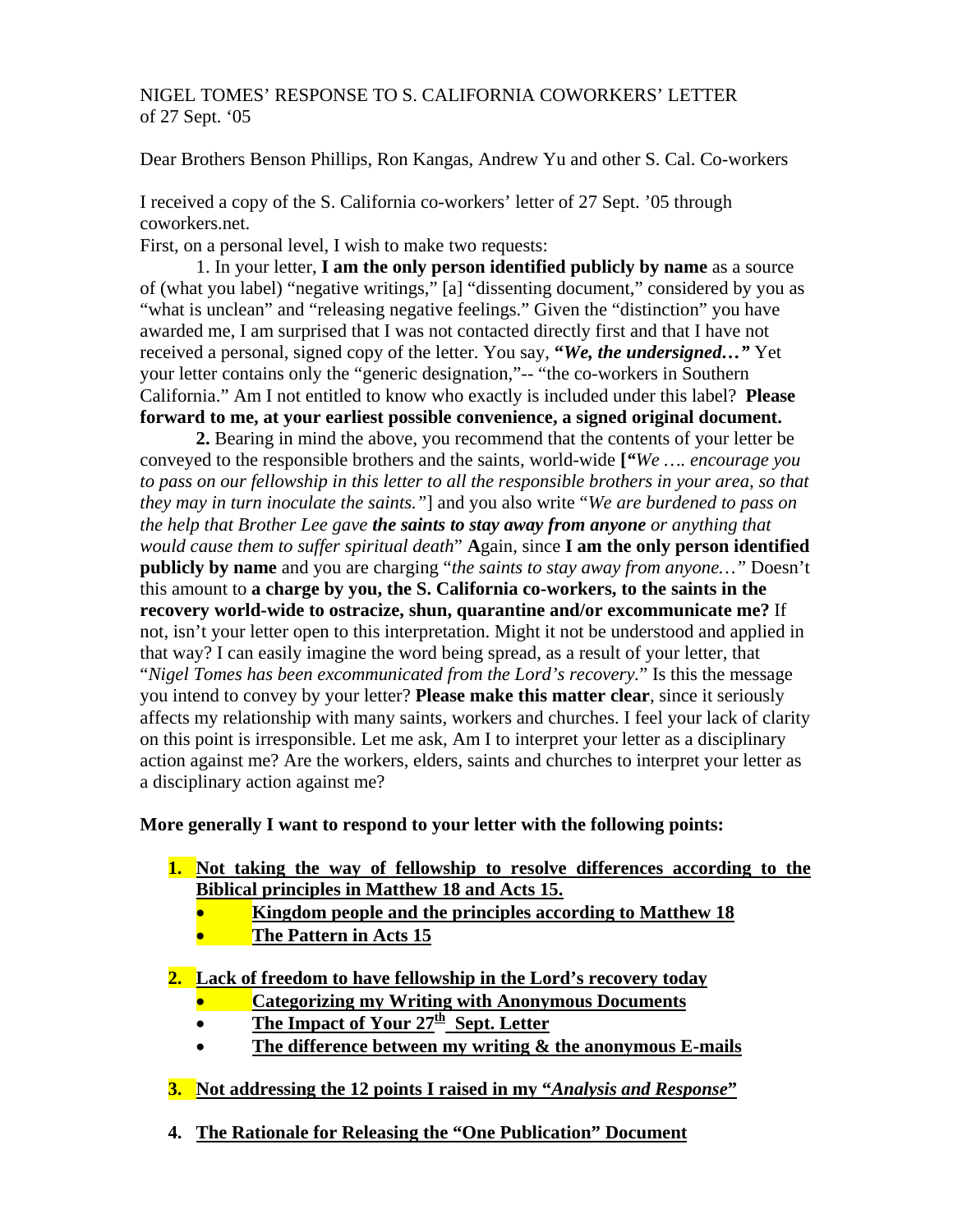NIGEL TOMES' RESPONSE TO S. CALIFORNIA COWORKERS' LETTER of 27 Sept. '05

Dear Brothers Benson Phillips, Ron Kangas, Andrew Yu and other S. Cal. Co-workers

I received a copy of the S. California co-workers' letter of 27 Sept. '05 through coworkers.net.

First, on a personal level, I wish to make two requests:

1. In your letter, **I am the only person identified publicly by name** as a source of (what you label) "negative writings," [a] "dissenting document," considered by you as "what is unclean" and "releasing negative feelings." Given the "distinction" you have awarded me, I am surprised that I was not contacted directly first and that I have not received a personal, signed copy of the letter. You say, ***"We, the undersigned…"*** Yet your letter contains only the "generic designation,"-- "the co-workers in Southern California." Am I not entitled to know who exactly is included under this label? **Please forward to me, at your earliest possible convenience, a signed original document.**

**2.** Bearing in mind the above, you recommend that the contents of your letter be conveyed to the responsible brothers and the saints, world-wide **["***We …. encourage you to pass on our fellowship in this letter to all the responsible brothers in your area, so that they may in turn inoculate the saints."*] and you also write "*We are burdened to pass on the help that Brother Lee gave **the saints to stay away from anyone** or anything that would cause them to suffer spiritual death*" **A**gain, since **I am the only person identified publicly by name** and you are charging "*the saints to stay away from anyone…"* Doesn't this amount to **a charge by you, the S. California co-workers, to the saints in the recovery world-wide to ostracize, shun, quarantine and/or excommunicate me?** If not, isn't your letter open to this interpretation. Might it not be understood and applied in that way? I can easily imagine the word being spread, as a result of your letter, that "*Nigel Tomes has been excommunicated from the Lord's recovery.*" Is this the message you intend to convey by your letter? **Please make this matter clear**, since it seriously affects my relationship with many saints, workers and churches. I feel your lack of clarity on this point is irresponsible. Let me ask, Am I to interpret your letter as a disciplinary action against me? Are the workers, elders, saints and churches to interpret your letter as a disciplinary action against me?

**More generally I want to respond to your letter with the following points:**

1. **Not taking the way of fellowship to resolve differences according to the Biblical principles in Matthew 18 and Acts 15.**
   - **Kingdom people and the principles according to Matthew 18**
   - **The Pattern in Acts 15**
2. **Lack of freedom to have fellowship in the Lord's recovery today**
   - **Categorizing my Writing with Anonymous Documents**
   - **The Impact of Your 27th Sept. Letter**
   - **The difference between my writing & the anonymous E-mails**
3. **Not addressing the 12 points I raised in my "*Analysis and Response*"**
4. **The Rationale for Releasing the "One Publication" Document**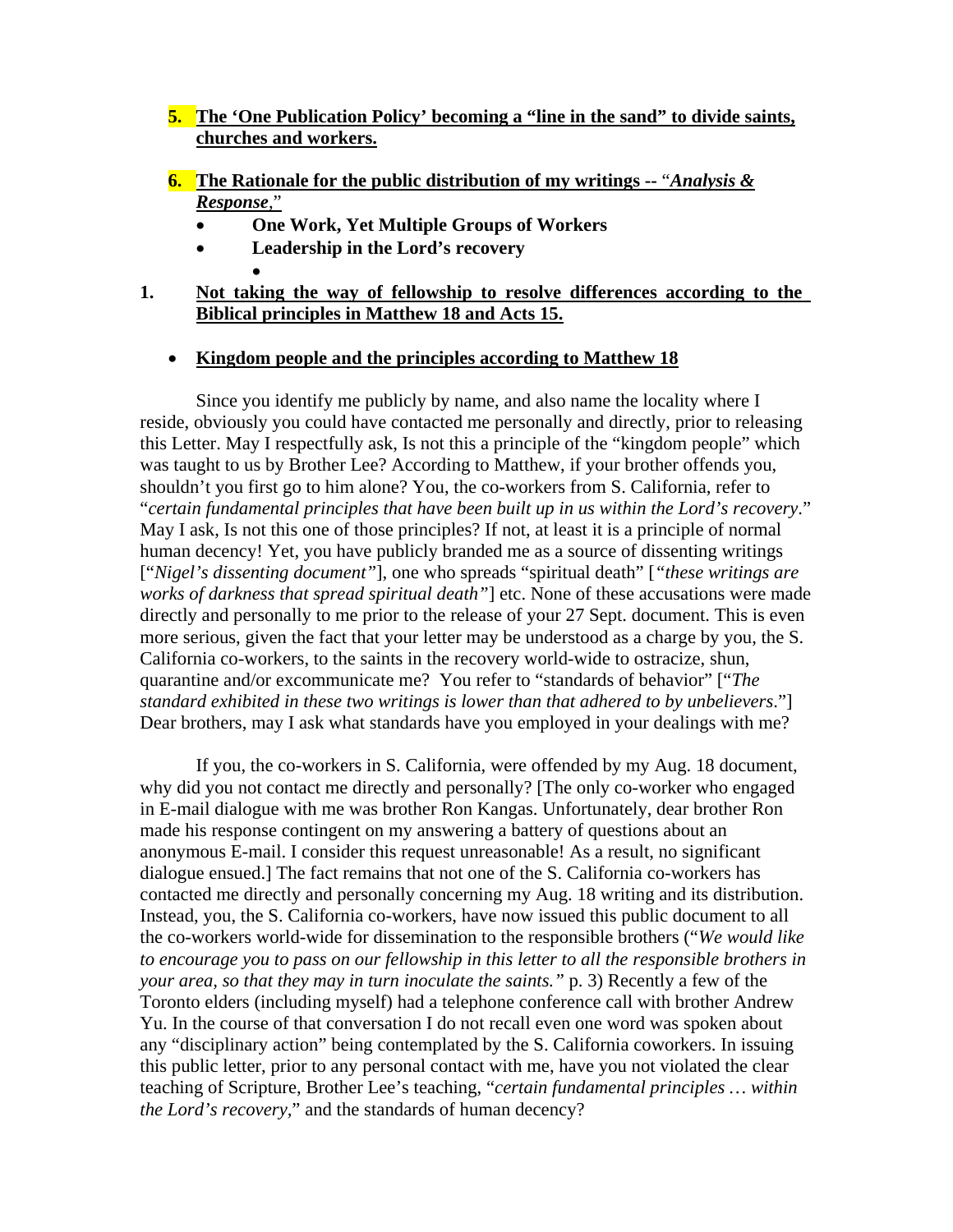5. **The 'One Publication Policy' becoming a "line in the sand" to divide saints, churches and workers.**

6. **The Rationale for the public distribution of my writings -- "*Analysis & Response*,"**
   - **One Work, Yet Multiple Groups of Workers**
   - **Leadership in the Lord's recovery**
   - 

## 1. Not taking the way of fellowship to resolve differences according to the Biblical principles in Matthew 18 and Acts 15.

- **Kingdom people and the principles according to Matthew 18**

Since you identify me publicly by name, and also name the locality where I reside, obviously you could have contacted me personally and directly, prior to releasing this Letter. May I respectfully ask, Is not this a principle of the "kingdom people" which was taught to us by Brother Lee? According to Matthew, if your brother offends you, shouldn't you first go to him alone? You, the co-workers from S. California, refer to "*certain fundamental principles that have been built up in us within the Lord's recovery*." May I ask, Is not this one of those principles? If not, at least it is a principle of normal human decency! Yet, you have publicly branded me as a source of dissenting writings ["*Nigel's dissenting document"*], one who spreads "spiritual death" [*"these writings are works of darkness that spread spiritual death"*] etc. None of these accusations were made directly and personally to me prior to the release of your 27 Sept. document. This is even more serious, given the fact that your letter may be understood as a charge by you, the S. California co-workers, to the saints in the recovery world-wide to ostracize, shun, quarantine and/or excommunicate me? You refer to "standards of behavior" ["*The standard exhibited in these two writings is lower than that adhered to by unbelievers*."] Dear brothers, may I ask what standards have you employed in your dealings with me?

If you, the co-workers in S. California, were offended by my Aug. 18 document, why did you not contact me directly and personally? [The only co-worker who engaged in E-mail dialogue with me was brother Ron Kangas. Unfortunately, dear brother Ron made his response contingent on my answering a battery of questions about an anonymous E-mail. I consider this request unreasonable! As a result, no significant dialogue ensued.] The fact remains that not one of the S. California co-workers has contacted me directly and personally concerning my Aug. 18 writing and its distribution. Instead, you, the S. California co-workers, have now issued this public document to all the co-workers world-wide for dissemination to the responsible brothers ("*We would like to encourage you to pass on our fellowship in this letter to all the responsible brothers in your area, so that they may in turn inoculate the saints."* p. 3) Recently a few of the Toronto elders (including myself) had a telephone conference call with brother Andrew Yu. In the course of that conversation I do not recall even one word was spoken about any "disciplinary action" being contemplated by the S. California coworkers. In issuing this public letter, prior to any personal contact with me, have you not violated the clear teaching of Scripture, Brother Lee's teaching, "*certain fundamental principles … within the Lord's recovery*," and the standards of human decency?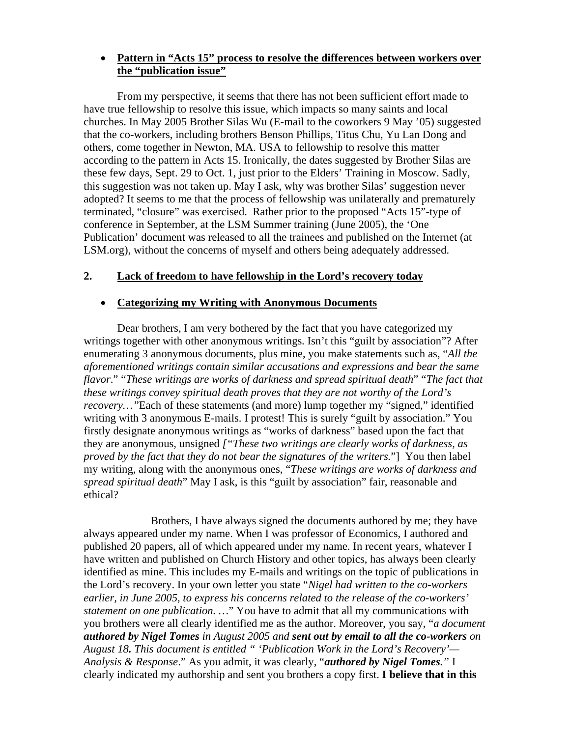- **Pattern in "Acts 15" process to resolve the differences between workers over the "publication issue"**

From my perspective, it seems that there has not been sufficient effort made to have true fellowship to resolve this issue, which impacts so many saints and local churches. In May 2005 Brother Silas Wu (E-mail to the coworkers 9 May '05) suggested that the co-workers, including brothers Benson Phillips, Titus Chu, Yu Lan Dong and others, come together in Newton, MA. USA to fellowship to resolve this matter according to the pattern in Acts 15. Ironically, the dates suggested by Brother Silas are these few days, Sept. 29 to Oct. 1, just prior to the Elders' Training in Moscow. Sadly, this suggestion was not taken up. May I ask, why was brother Silas' suggestion never adopted? It seems to me that the process of fellowship was unilaterally and prematurely terminated, "closure" was exercised. Rather prior to the proposed "Acts 15"-type of conference in September, at the LSM Summer training (June 2005), the 'One Publication' document was released to all the trainees and published on the Internet (at LSM.org), without the concerns of myself and others being adequately addressed.

## 2. Lack of freedom to have fellowship in the Lord's recovery today

- **Categorizing my Writing with Anonymous Documents**

Dear brothers, I am very bothered by the fact that you have categorized my writings together with other anonymous writings. Isn't this "guilt by association"? After enumerating 3 anonymous documents, plus mine, you make statements such as, "*All the aforementioned writings contain similar accusations and expressions and bear the same flavor*." "*These writings are works of darkness and spread spiritual death*" "*The fact that these writings convey spiritual death proves that they are not worthy of the Lord's recovery…*"Each of these statements (and more) lump together my "signed," identified writing with 3 anonymous E-mails. I protest! This is surely "guilt by association." You firstly designate anonymous writings as "works of darkness" based upon the fact that they are anonymous, unsigned *["These two writings are clearly works of darkness, as proved by the fact that they do not bear the signatures of the writers.*"] You then label my writing, along with the anonymous ones, "*These writings are works of darkness and spread spiritual death*" May I ask, is this "guilt by association" fair, reasonable and ethical?

Brothers, I have always signed the documents authored by me; they have always appeared under my name. When I was professor of Economics, I authored and published 20 papers, all of which appeared under my name. In recent years, whatever I have written and published on Church History and other topics, has always been clearly identified as mine. This includes my E-mails and writings on the topic of publications in the Lord's recovery. In your own letter you state "*Nigel had written to the co-workers earlier, in June 2005, to express his concerns related to the release of the co-workers' statement on one publication. …*" You have to admit that all my communications with you brothers were all clearly identified me as the author. Moreover, you say, "*a document **authored by Nigel Tomes** in August 2005 and **sent out by email to all the co-workers** on August 18**.** This document is entitled " 'Publication Work in the Lord's Recovery'—Analysis & Response*." As you admit, it was clearly, "***authored by Nigel Tomes**.*" I clearly indicated my authorship and sent you brothers a copy first. **I believe that in this**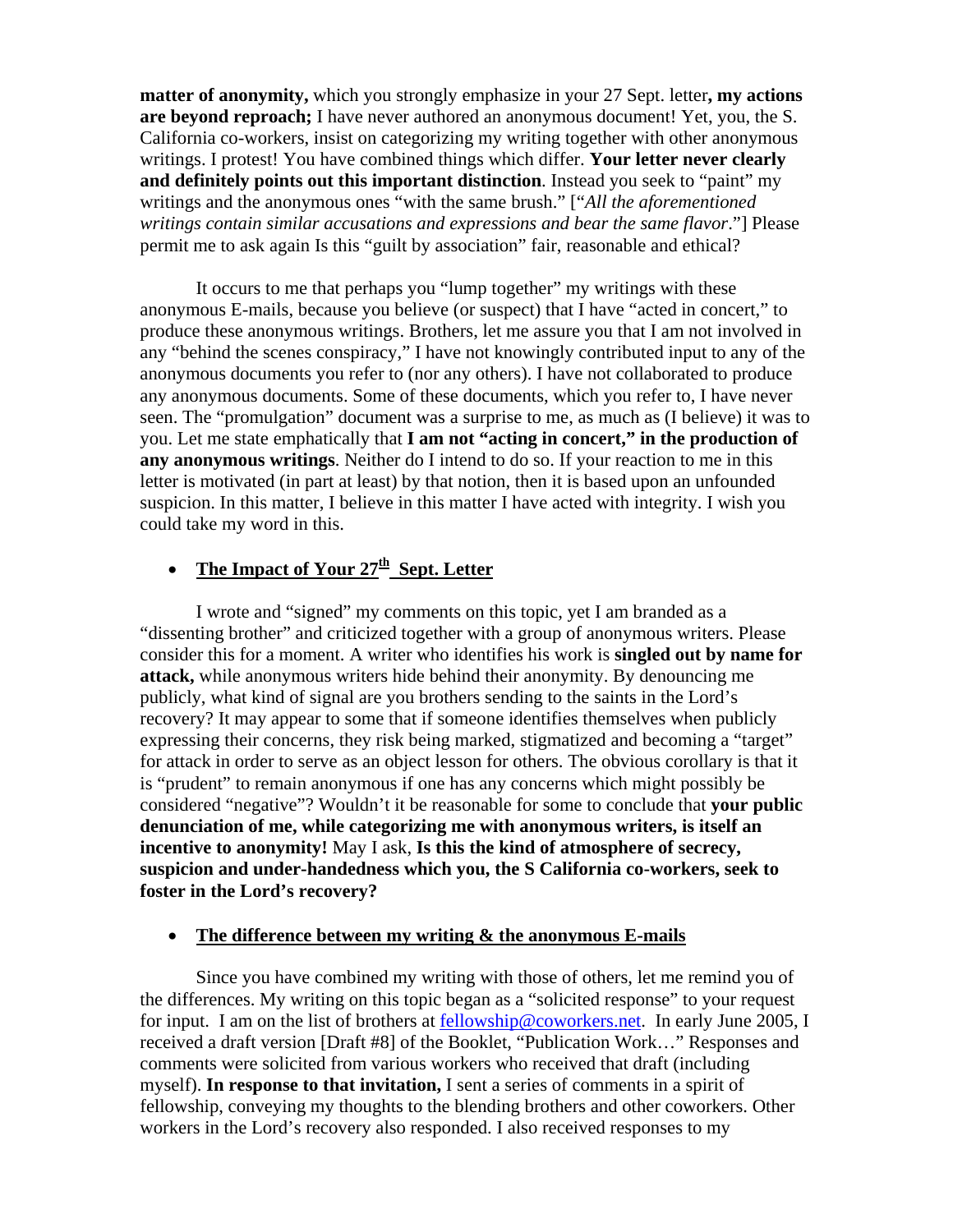**matter of anonymity,** which you strongly emphasize in your 27 Sept. letter**, my actions are beyond reproach;** I have never authored an anonymous document! Yet, you, the S. California co-workers, insist on categorizing my writing together with other anonymous writings. I protest! You have combined things which differ. **Your letter never clearly and definitely points out this important distinction**. Instead you seek to "paint" my writings and the anonymous ones "with the same brush." ["*All the aforementioned writings contain similar accusations and expressions and bear the same flavor*."] Please permit me to ask again Is this "guilt by association" fair, reasonable and ethical?

It occurs to me that perhaps you "lump together" my writings with these anonymous E-mails, because you believe (or suspect) that I have "acted in concert," to produce these anonymous writings. Brothers, let me assure you that I am not involved in any "behind the scenes conspiracy," I have not knowingly contributed input to any of the anonymous documents you refer to (nor any others). I have not collaborated to produce any anonymous documents. Some of these documents, which you refer to, I have never seen. The "promulgation" document was a surprise to me, as much as (I believe) it was to you. Let me state emphatically that **I am not "acting in concert," in the production of any anonymous writings**. Neither do I intend to do so. If your reaction to me in this letter is motivated (in part at least) by that notion, then it is based upon an unfounded suspicion. In this matter, I believe in this matter I have acted with integrity. I wish you could take my word in this.

- **The Impact of Your 27th Sept. Letter**

I wrote and "signed" my comments on this topic, yet I am branded as a "dissenting brother" and criticized together with a group of anonymous writers. Please consider this for a moment. A writer who identifies his work is **singled out by name for attack,** while anonymous writers hide behind their anonymity. By denouncing me publicly, what kind of signal are you brothers sending to the saints in the Lord's recovery? It may appear to some that if someone identifies themselves when publicly expressing their concerns, they risk being marked, stigmatized and becoming a "target" for attack in order to serve as an object lesson for others. The obvious corollary is that it is "prudent" to remain anonymous if one has any concerns which might possibly be considered "negative"? Wouldn't it be reasonable for some to conclude that **your public denunciation of me, while categorizing me with anonymous writers, is itself an incentive to anonymity!** May I ask, **Is this the kind of atmosphere of secrecy, suspicion and under-handedness which you, the S California co-workers, seek to foster in the Lord's recovery?**

- **The difference between my writing & the anonymous E-mails**

Since you have combined my writing with those of others, let me remind you of the differences. My writing on this topic began as a "solicited response" to your request for input. I am on the list of brothers at fellowship@coworkers.net. In early June 2005, I received a draft version [Draft #8] of the Booklet, "Publication Work…" Responses and comments were solicited from various workers who received that draft (including myself). **In response to that invitation,** I sent a series of comments in a spirit of fellowship, conveying my thoughts to the blending brothers and other coworkers. Other workers in the Lord's recovery also responded. I also received responses to my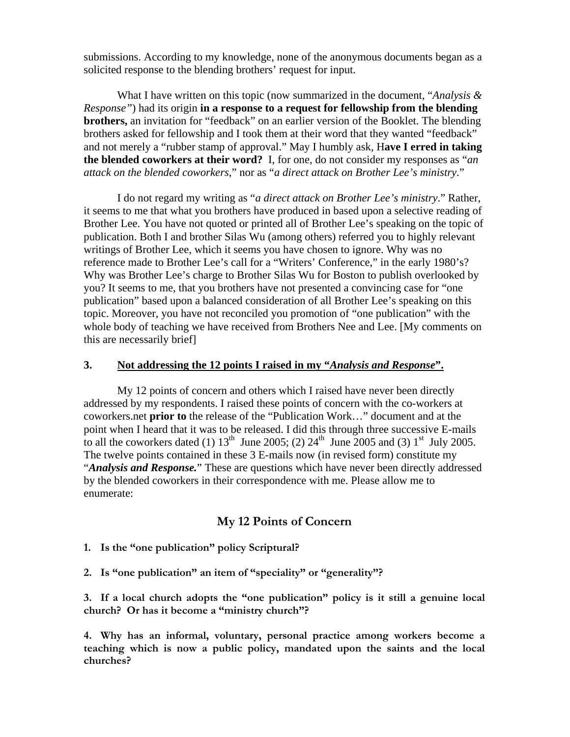submissions. According to my knowledge, none of the anonymous documents began as a solicited response to the blending brothers' request for input.

What I have written on this topic (now summarized in the document, "*Analysis & Response"*) had its origin **in a response to a request for fellowship from the blending brothers,** an invitation for "feedback" on an earlier version of the Booklet. The blending brothers asked for fellowship and I took them at their word that they wanted "feedback" and not merely a "rubber stamp of approval." May I humbly ask, H**ave I erred in taking the blended coworkers at their word?** I, for one, do not consider my responses as "*an attack on the blended coworkers*," nor as "*a direct attack on Brother Lee's ministry*."

I do not regard my writing as "*a direct attack on Brother Lee's ministry*." Rather, it seems to me that what you brothers have produced in based upon a selective reading of Brother Lee. You have not quoted or printed all of Brother Lee's speaking on the topic of publication. Both I and brother Silas Wu (among others) referred you to highly relevant writings of Brother Lee, which it seems you have chosen to ignore. Why was no reference made to Brother Lee's call for a "Writers' Conference," in the early 1980's? Why was Brother Lee's charge to Brother Silas Wu for Boston to publish overlooked by you? It seems to me, that you brothers have not presented a convincing case for "one publication" based upon a balanced consideration of all Brother Lee's speaking on this topic. Moreover, you have not reconciled you promotion of "one publication" with the whole body of teaching we have received from Brothers Nee and Lee. [My comments on this are necessarily brief]

### 3. <u>Not addressing the 12 points I raised in my "*Analysis and Response*".</u>

My 12 points of concern and others which I raised have never been directly addressed by my respondents. I raised these points of concern with the co-workers at coworkers.net **prior to** the release of the "Publication Work…" document and at the point when I heard that it was to be released. I did this through three successive E-mails to all the coworkers dated (1) 13th June 2005; (2) 24th June 2005 and (3) 1st July 2005. The twelve points contained in these 3 E-mails now (in revised form) constitute my "***Analysis and Response.***" These are questions which have never been directly addressed by the blended coworkers in their correspondence with me. Please allow me to enumerate:

## My 12 Points of Concern

**1. Is the "one publication" policy Scriptural?**

**2. Is "one publication" an item of "speciality" or "generality"?**

**3. If a local church adopts the "one publication" policy is it still a genuine local church? Or has it become a "ministry church"?**

**4. Why has an informal, voluntary, personal practice among workers become a teaching which is now a public policy, mandated upon the saints and the local churches?**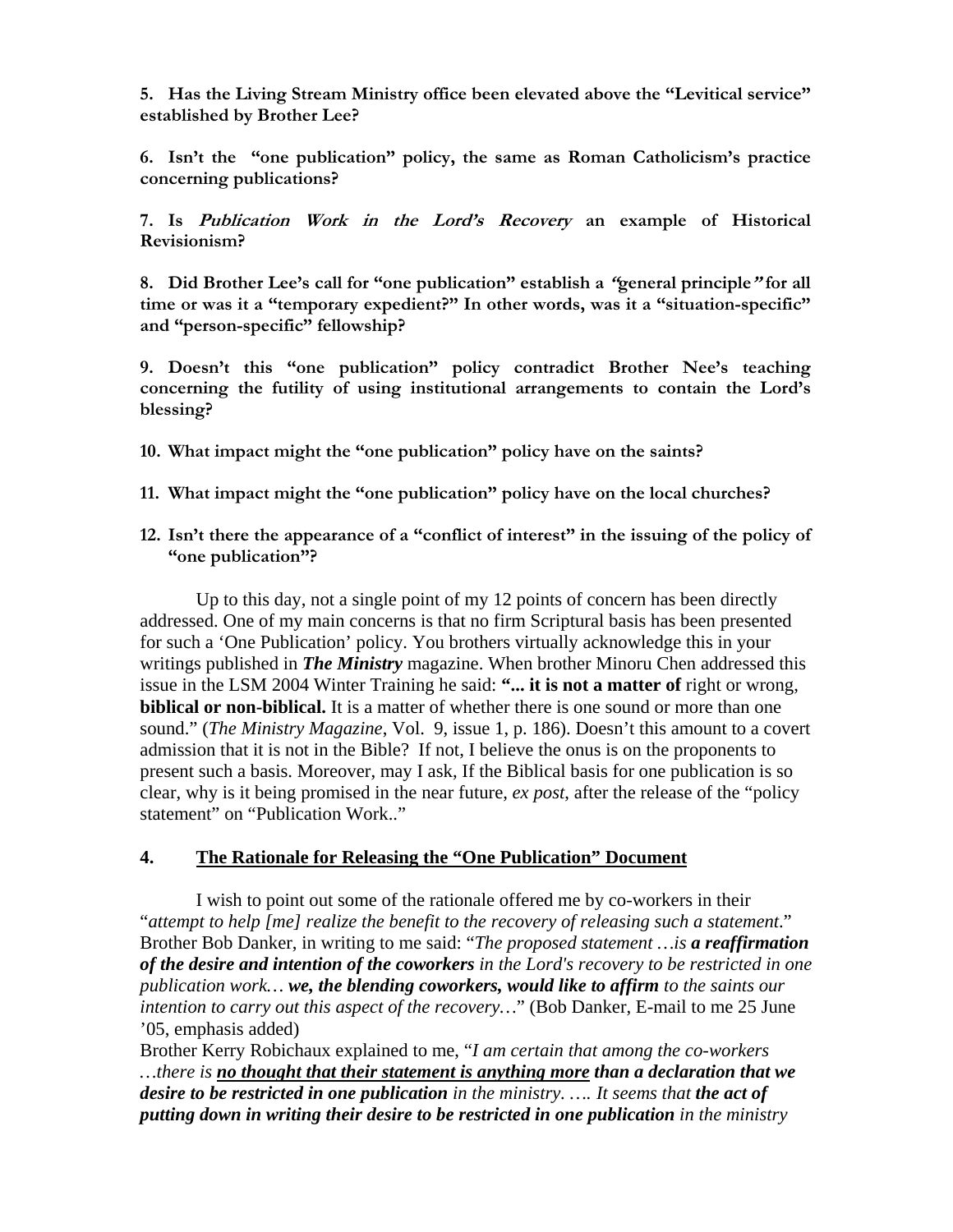**5. Has the Living Stream Ministry office been elevated above the "Levitical service" established by Brother Lee?**

**6. Isn't the "one publication" policy, the same as Roman Catholicism's practice concerning publications?**

**7. Is *Publication Work in the Lord's Recovery* an example of Historical Revisionism?**

**8. Did Brother Lee's call for "one publication" establish a *"*general principle*"* for all time or was it a "temporary expedient?" In other words, was it a "situation-specific" and "person-specific" fellowship?**

**9. Doesn't this "one publication" policy contradict Brother Nee's teaching concerning the futility of using institutional arrangements to contain the Lord's blessing?**

**10. What impact might the "one publication" policy have on the saints?**

**11. What impact might the "one publication" policy have on the local churches?**

**12. Isn't there the appearance of a "conflict of interest" in the issuing of the policy of "one publication"?**

Up to this day, not a single point of my 12 points of concern has been directly addressed. One of my main concerns is that no firm Scriptural basis has been presented for such a 'One Publication' policy. You brothers virtually acknowledge this in your writings published in ***The Ministry*** magazine. When brother Minoru Chen addressed this issue in the LSM 2004 Winter Training he said: **"... it is not a matter of** right or wrong, **biblical or non-biblical.** It is a matter of whether there is one sound or more than one sound." (*The Ministry Magazine*, Vol. 9, issue 1, p. 186). Doesn't this amount to a covert admission that it is not in the Bible? If not, I believe the onus is on the proponents to present such a basis. Moreover, may I ask, If the Biblical basis for one publication is so clear, why is it being promised in the near future, *ex post*, after the release of the "policy statement" on "Publication Work.."

## 4. <u>The Rationale for Releasing the "One Publication" Document</u>

I wish to point out some of the rationale offered me by co-workers in their "*attempt to help [me] realize the benefit to the recovery of releasing such a statement*." Brother Bob Danker, in writing to me said: "*The proposed statement …is **a reaffirmation of the desire and intention of the coworkers** in the Lord's recovery to be restricted in one publication work… **we, the blending coworkers, would like to affirm** to the saints our intention to carry out this aspect of the recovery…*" (Bob Danker, E-mail to me 25 June '05, emphasis added)

Brother Kerry Robichaux explained to me, "*I am certain that among the co-workers …there is **<u>no thought that their statement is anything more</u> than a declaration that we desire to be restricted in one publication** in the ministry. …. It seems that **the act of putting down in writing their desire to be restricted in one publication** in the ministry*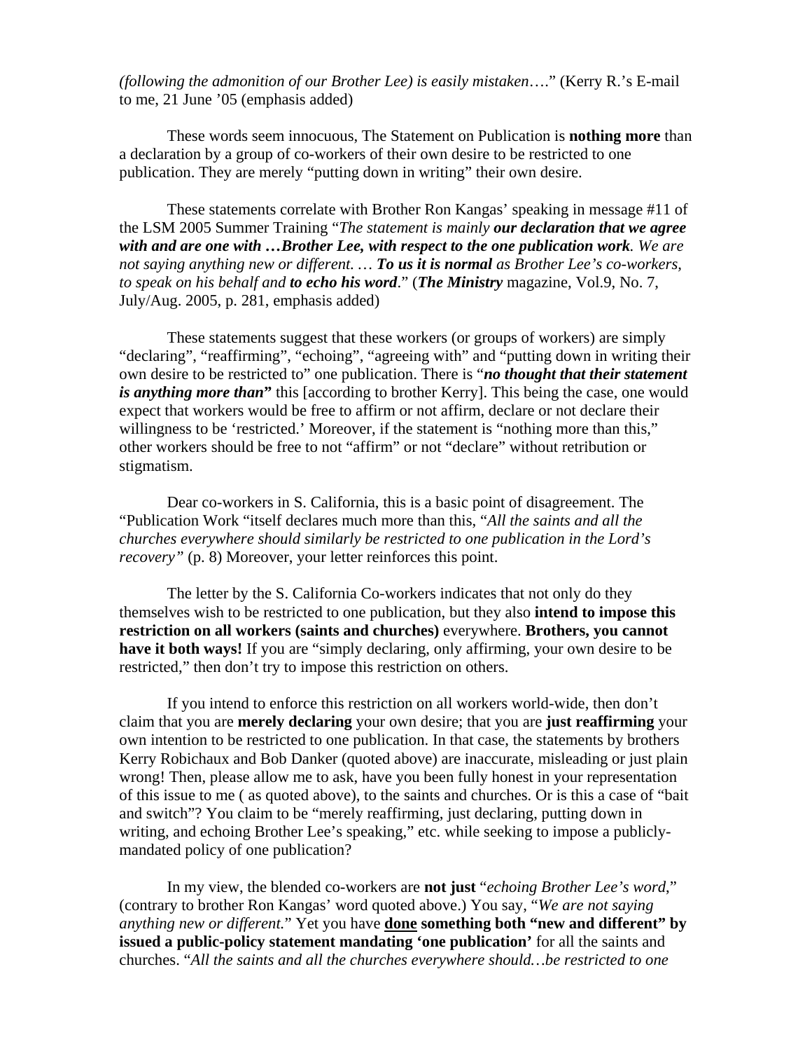*(following the admonition of our Brother Lee) is easily mistaken*…." (Kerry R.'s E-mail to me, 21 June '05 (emphasis added)

These words seem innocuous, The Statement on Publication is **nothing more** than a declaration by a group of co-workers of their own desire to be restricted to one publication. They are merely "putting down in writing" their own desire.

These statements correlate with Brother Ron Kangas' speaking in message #11 of the LSM 2005 Summer Training "*The statement is mainly **our declaration that we agree with and are one with …Brother Lee, with respect to the one publication work**. We are not saying anything new or different. … **To us it is normal** as Brother Lee's co-workers, to speak on his behalf and **to echo his word**.*" (***The Ministry*** magazine, Vol.9, No. 7, July/Aug. 2005, p. 281, emphasis added)

These statements suggest that these workers (or groups of workers) are simply "declaring", "reaffirming", "echoing", "agreeing with" and "putting down in writing their own desire to be restricted to" one publication. There is "***no thought that their statement is anything more than***" this [according to brother Kerry]. This being the case, one would expect that workers would be free to affirm or not affirm, declare or not declare their willingness to be 'restricted.' Moreover, if the statement is "nothing more than this," other workers should be free to not "affirm" or not "declare" without retribution or stigmatism.

Dear co-workers in S. California, this is a basic point of disagreement. The "Publication Work "itself declares much more than this, "*All the saints and all the churches everywhere should similarly be restricted to one publication in the Lord's recovery"* (p. 8) Moreover, your letter reinforces this point.

The letter by the S. California Co-workers indicates that not only do they themselves wish to be restricted to one publication, but they also **intend to impose this restriction on all workers (saints and churches)** everywhere. **Brothers, you cannot have it both ways!** If you are "simply declaring, only affirming, your own desire to be restricted," then don't try to impose this restriction on others.

If you intend to enforce this restriction on all workers world-wide, then don't claim that you are **merely declaring** your own desire; that you are **just reaffirming** your own intention to be restricted to one publication. In that case, the statements by brothers Kerry Robichaux and Bob Danker (quoted above) are inaccurate, misleading or just plain wrong! Then, please allow me to ask, have you been fully honest in your representation of this issue to me ( as quoted above), to the saints and churches. Or is this a case of "bait and switch"? You claim to be "merely reaffirming, just declaring, putting down in writing, and echoing Brother Lee's speaking," etc. while seeking to impose a publicly-mandated policy of one publication?

In my view, the blended co-workers are **not just** "*echoing Brother Lee's word*," (contrary to brother Ron Kangas' word quoted above.) You say, "*We are not saying anything new or different.*" Yet you have **<u>done</u> something both "new and different" by issued a public-policy statement mandating 'one publication'** for all the saints and churches. "*All the saints and all the churches everywhere should…be restricted to one*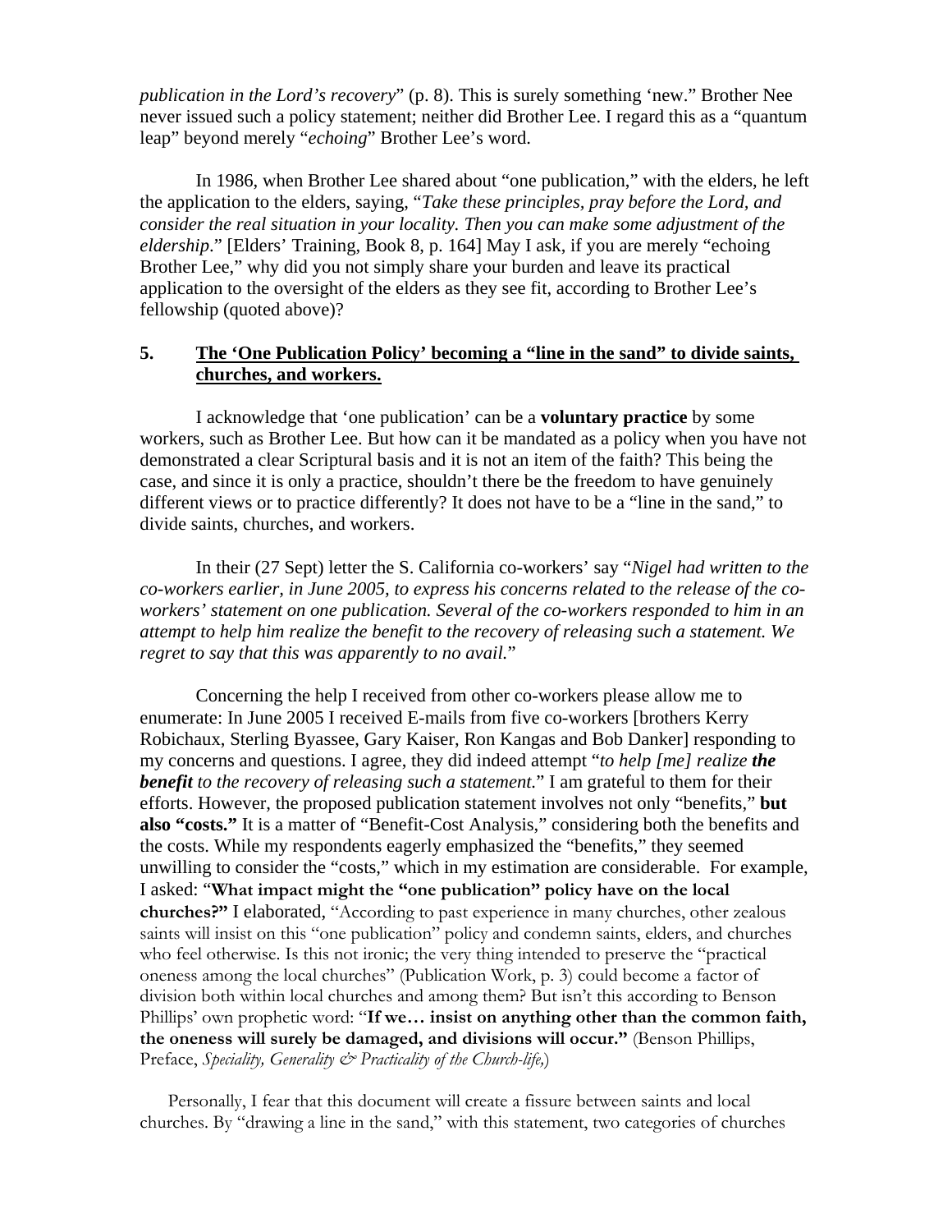*publication in the Lord's recovery*" (p. 8). This is surely something 'new." Brother Nee never issued such a policy statement; neither did Brother Lee. I regard this as a "quantum leap" beyond merely "*echoing*" Brother Lee's word.

In 1986, when Brother Lee shared about "one publication," with the elders, he left the application to the elders, saying, "*Take these principles, pray before the Lord, and consider the real situation in your locality. Then you can make some adjustment of the eldership*." [Elders' Training, Book 8, p. 164] May I ask, if you are merely "echoing Brother Lee," why did you not simply share your burden and leave its practical application to the oversight of the elders as they see fit, according to Brother Lee's fellowship (quoted above)?

## 5. The 'One Publication Policy' becoming a "line in the sand" to divide saints, churches, and workers.

I acknowledge that 'one publication' can be a **voluntary practice** by some workers, such as Brother Lee. But how can it be mandated as a policy when you have not demonstrated a clear Scriptural basis and it is not an item of the faith? This being the case, and since it is only a practice, shouldn't there be the freedom to have genuinely different views or to practice differently? It does not have to be a "line in the sand," to divide saints, churches, and workers.

In their (27 Sept) letter the S. California co-workers' say "*Nigel had written to the co-workers earlier, in June 2005, to express his concerns related to the release of the co-workers' statement on one publication. Several of the co-workers responded to him in an attempt to help him realize the benefit to the recovery of releasing such a statement. We regret to say that this was apparently to no avail.*"

Concerning the help I received from other co-workers please allow me to enumerate: In June 2005 I received E-mails from five co-workers [brothers Kerry Robichaux, Sterling Byassee, Gary Kaiser, Ron Kangas and Bob Danker] responding to my concerns and questions. I agree, they did indeed attempt "*to help [me] realize **the benefit** to the recovery of releasing such a statement.*" I am grateful to them for their efforts. However, the proposed publication statement involves not only "benefits," **but also "costs."** It is a matter of "Benefit-Cost Analysis," considering both the benefits and the costs. While my respondents eagerly emphasized the "benefits," they seemed unwilling to consider the "costs," which in my estimation are considerable. For example, I asked: "**What impact might the "one publication" policy have on the local churches?"** I elaborated, "According to past experience in many churches, other zealous saints will insist on this "one publication" policy and condemn saints, elders, and churches who feel otherwise. Is this not ironic; the very thing intended to preserve the "practical oneness among the local churches" (Publication Work, p. 3) could become a factor of division both within local churches and among them? But isn't this according to Benson Phillips' own prophetic word: "**If we… insist on anything other than the common faith, the oneness will surely be damaged, and divisions will occur."** (Benson Phillips, Preface, *Speciality, Generality & Practicality of the Church-life,*)

Personally, I fear that this document will create a fissure between saints and local churches. By "drawing a line in the sand," with this statement, two categories of churches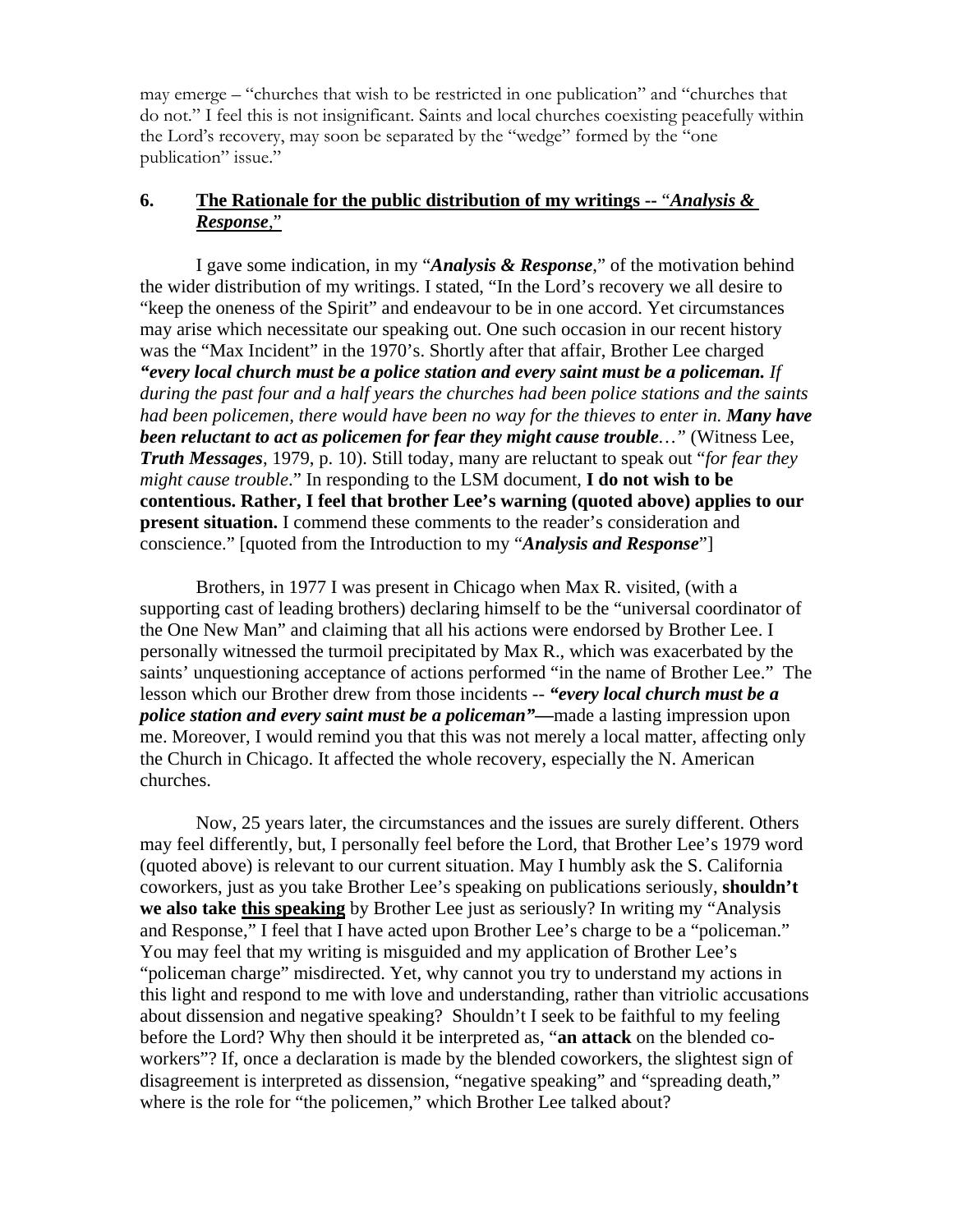may emerge – "churches that wish to be restricted in one publication" and "churches that do not." I feel this is not insignificant. Saints and local churches coexisting peacefully within the Lord's recovery, may soon be separated by the "wedge" formed by the "one publication" issue."

## 6. The Rationale for the public distribution of my writings -- "*Analysis & Response*,"

I gave some indication, in my "***Analysis & Response***," of the motivation behind the wider distribution of my writings. I stated, "In the Lord's recovery we all desire to "keep the oneness of the Spirit" and endeavour to be in one accord. Yet circumstances may arise which necessitate our speaking out. One such occasion in our recent history was the "Max Incident" in the 1970's. Shortly after that affair, Brother Lee charged ***"every local church must be a police station and every saint must be a policeman.*** *If during the past four and a half years the churches had been police stations and the saints had been policemen, there would have been no way for the thieves to enter in.* ***Many have been reluctant to act as policemen for fear they might cause trouble****…"* (Witness Lee, ***Truth Messages***, 1979, p. 10). Still today, many are reluctant to speak out "*for fear they might cause trouble*." In responding to the LSM document, **I do not wish to be contentious. Rather, I feel that brother Lee's warning (quoted above) applies to our present situation.** I commend these comments to the reader's consideration and conscience." [quoted from the Introduction to my "***Analysis and Response***"]

Brothers, in 1977 I was present in Chicago when Max R. visited, (with a supporting cast of leading brothers) declaring himself to be the "universal coordinator of the One New Man" and claiming that all his actions were endorsed by Brother Lee. I personally witnessed the turmoil precipitated by Max R., which was exacerbated by the saints' unquestioning acceptance of actions performed "in the name of Brother Lee." The lesson which our Brother drew from those incidents -- ***"every local church must be a police station and every saint must be a policeman"—***made a lasting impression upon me. Moreover, I would remind you that this was not merely a local matter, affecting only the Church in Chicago. It affected the whole recovery, especially the N. American churches.

Now, 25 years later, the circumstances and the issues are surely different. Others may feel differently, but, I personally feel before the Lord, that Brother Lee's 1979 word (quoted above) is relevant to our current situation. May I humbly ask the S. California coworkers, just as you take Brother Lee's speaking on publications seriously, **shouldn't we also take <u>this speaking</u>** by Brother Lee just as seriously? In writing my "Analysis and Response," I feel that I have acted upon Brother Lee's charge to be a "policeman." You may feel that my writing is misguided and my application of Brother Lee's "policeman charge" misdirected. Yet, why cannot you try to understand my actions in this light and respond to me with love and understanding, rather than vitriolic accusations about dissension and negative speaking? Shouldn't I seek to be faithful to my feeling before the Lord? Why then should it be interpreted as, "**an attack** on the blended co-workers"? If, once a declaration is made by the blended coworkers, the slightest sign of disagreement is interpreted as dissension, "negative speaking" and "spreading death," where is the role for "the policemen," which Brother Lee talked about?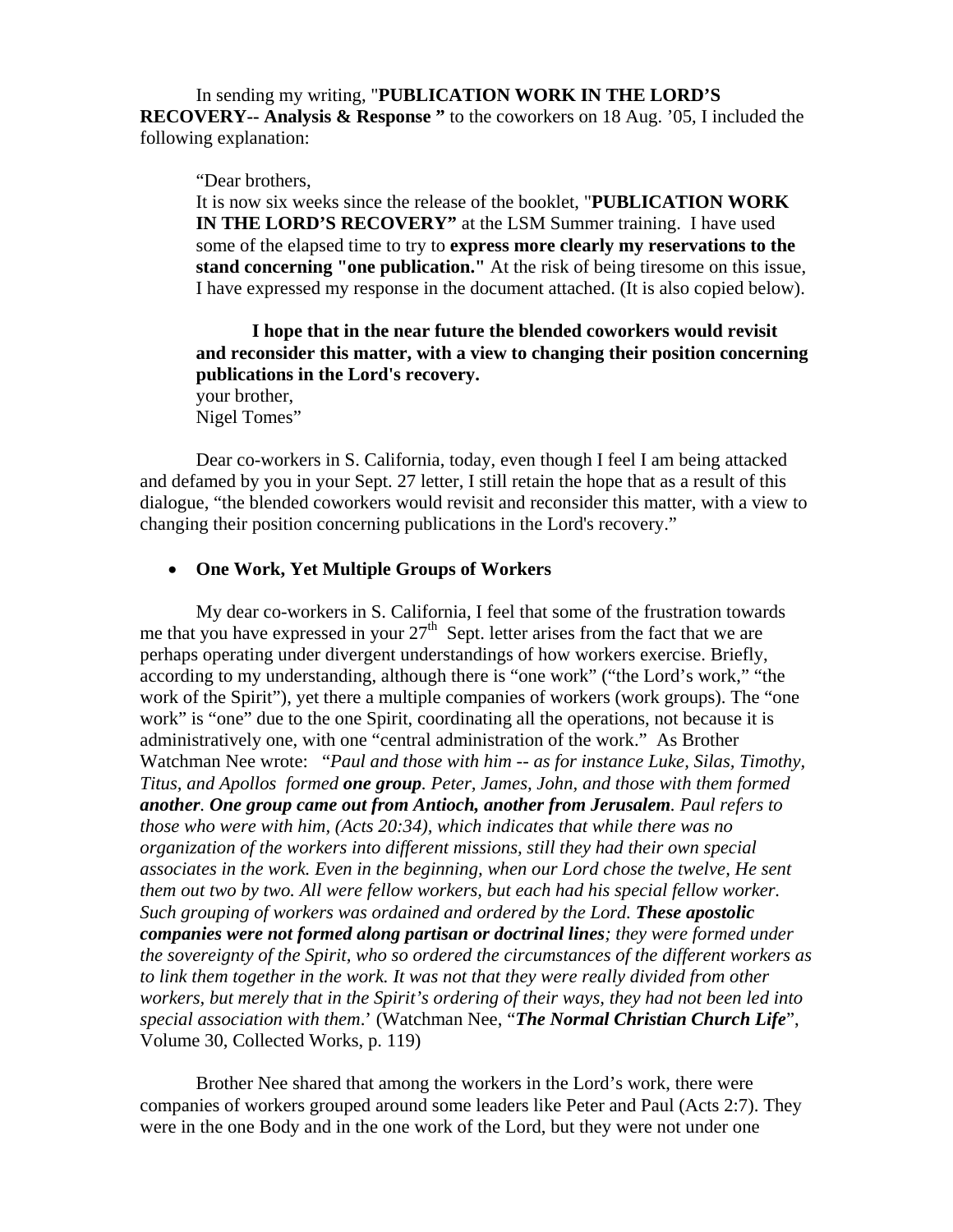In sending my writing, "**PUBLICATION WORK IN THE LORD'S RECOVERY-- Analysis & Response "** to the coworkers on 18 Aug. '05, I included the following explanation:

> "Dear brothers,
> It is now six weeks since the release of the booklet, "**PUBLICATION WORK IN THE LORD'S RECOVERY"** at the LSM Summer training. I have used some of the elapsed time to try to **express more clearly my reservations to the stand concerning "one publication."** At the risk of being tiresome on this issue, I have expressed my response in the document attached. (It is also copied below).
>
> **I hope that in the near future the blended coworkers would revisit and reconsider this matter, with a view to changing their position concerning publications in the Lord's recovery.**
> your brother,
> Nigel Tomes"

Dear co-workers in S. California, today, even though I feel I am being attacked and defamed by you in your Sept. 27 letter, I still retain the hope that as a result of this dialogue, "the blended coworkers would revisit and reconsider this matter, with a view to changing their position concerning publications in the Lord's recovery."

- **One Work, Yet Multiple Groups of Workers**

My dear co-workers in S. California, I feel that some of the frustration towards me that you have expressed in your 27th Sept. letter arises from the fact that we are perhaps operating under divergent understandings of how workers exercise. Briefly, according to my understanding, although there is "one work" ("the Lord's work," "the work of the Spirit"), yet there a multiple companies of workers (work groups). The "one work" is "one" due to the one Spirit, coordinating all the operations, not because it is administratively one, with one "central administration of the work." As Brother Watchman Nee wrote: "*Paul and those with him -- as for instance Luke, Silas, Timothy, Titus, and Apollos formed **one group**. Peter, James, John, and those with them formed **another**. **One group came out from Antioch, another from Jerusalem**. Paul refers to those who were with him, (Acts 20:34), which indicates that while there was no organization of the workers into different missions, still they had their own special associates in the work. Even in the beginning, when our Lord chose the twelve, He sent them out two by two. All were fellow workers, but each had his special fellow worker. Such grouping of workers was ordained and ordered by the Lord. **These apostolic companies were not formed along partisan or doctrinal lines**; they were formed under the sovereignty of the Spirit, who so ordered the circumstances of the different workers as to link them together in the work. It was not that they were really divided from other workers, but merely that in the Spirit's ordering of their ways, they had not been led into special association with them*.' (Watchman Nee, "***The Normal Christian Church Life***", Volume 30, Collected Works, p. 119)

Brother Nee shared that among the workers in the Lord's work, there were companies of workers grouped around some leaders like Peter and Paul (Acts 2:7). They were in the one Body and in the one work of the Lord, but they were not under one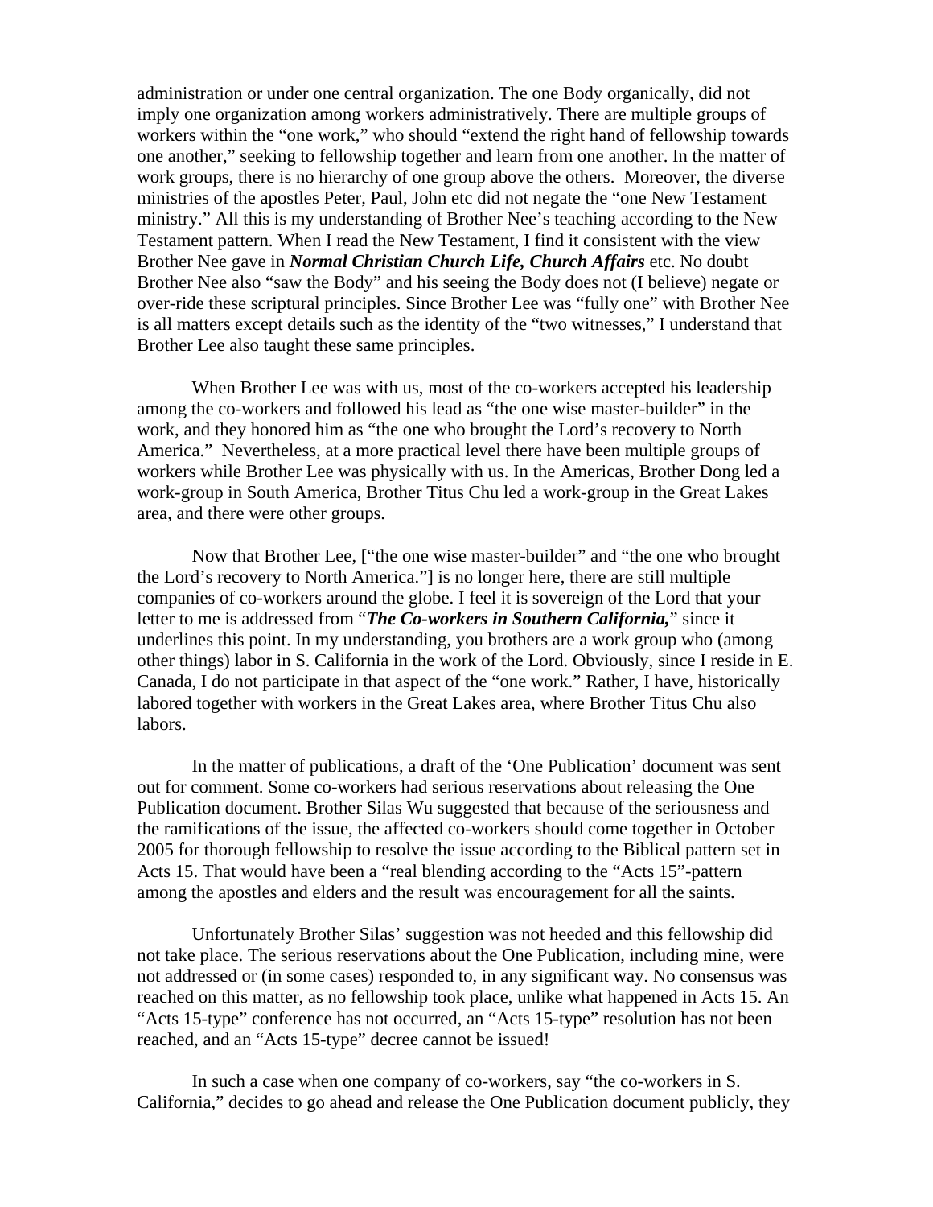administration or under one central organization. The one Body organically, did not imply one organization among workers administratively. There are multiple groups of workers within the "one work," who should "extend the right hand of fellowship towards one another," seeking to fellowship together and learn from one another. In the matter of work groups, there is no hierarchy of one group above the others. Moreover, the diverse ministries of the apostles Peter, Paul, John etc did not negate the "one New Testament ministry." All this is my understanding of Brother Nee's teaching according to the New Testament pattern. When I read the New Testament, I find it consistent with the view Brother Nee gave in ***Normal Christian Church Life, Church Affairs*** etc. No doubt Brother Nee also "saw the Body" and his seeing the Body does not (I believe) negate or over-ride these scriptural principles. Since Brother Lee was "fully one" with Brother Nee is all matters except details such as the identity of the "two witnesses," I understand that Brother Lee also taught these same principles.

When Brother Lee was with us, most of the co-workers accepted his leadership among the co-workers and followed his lead as "the one wise master-builder" in the work, and they honored him as "the one who brought the Lord's recovery to North America." Nevertheless, at a more practical level there have been multiple groups of workers while Brother Lee was physically with us. In the Americas, Brother Dong led a work-group in South America, Brother Titus Chu led a work-group in the Great Lakes area, and there were other groups.

Now that Brother Lee, ["the one wise master-builder" and "the one who brought the Lord's recovery to North America."] is no longer here, there are still multiple companies of co-workers around the globe. I feel it is sovereign of the Lord that your letter to me is addressed from "***The Co-workers in Southern California,***" since it underlines this point. In my understanding, you brothers are a work group who (among other things) labor in S. California in the work of the Lord. Obviously, since I reside in E. Canada, I do not participate in that aspect of the "one work." Rather, I have, historically labored together with workers in the Great Lakes area, where Brother Titus Chu also labors.

In the matter of publications, a draft of the 'One Publication' document was sent out for comment. Some co-workers had serious reservations about releasing the One Publication document. Brother Silas Wu suggested that because of the seriousness and the ramifications of the issue, the affected co-workers should come together in October 2005 for thorough fellowship to resolve the issue according to the Biblical pattern set in Acts 15. That would have been a "real blending according to the "Acts 15"-pattern among the apostles and elders and the result was encouragement for all the saints.

Unfortunately Brother Silas' suggestion was not heeded and this fellowship did not take place. The serious reservations about the One Publication, including mine, were not addressed or (in some cases) responded to, in any significant way. No consensus was reached on this matter, as no fellowship took place, unlike what happened in Acts 15. An "Acts 15-type" conference has not occurred, an "Acts 15-type" resolution has not been reached, and an "Acts 15-type" decree cannot be issued!

In such a case when one company of co-workers, say "the co-workers in S. California," decides to go ahead and release the One Publication document publicly, they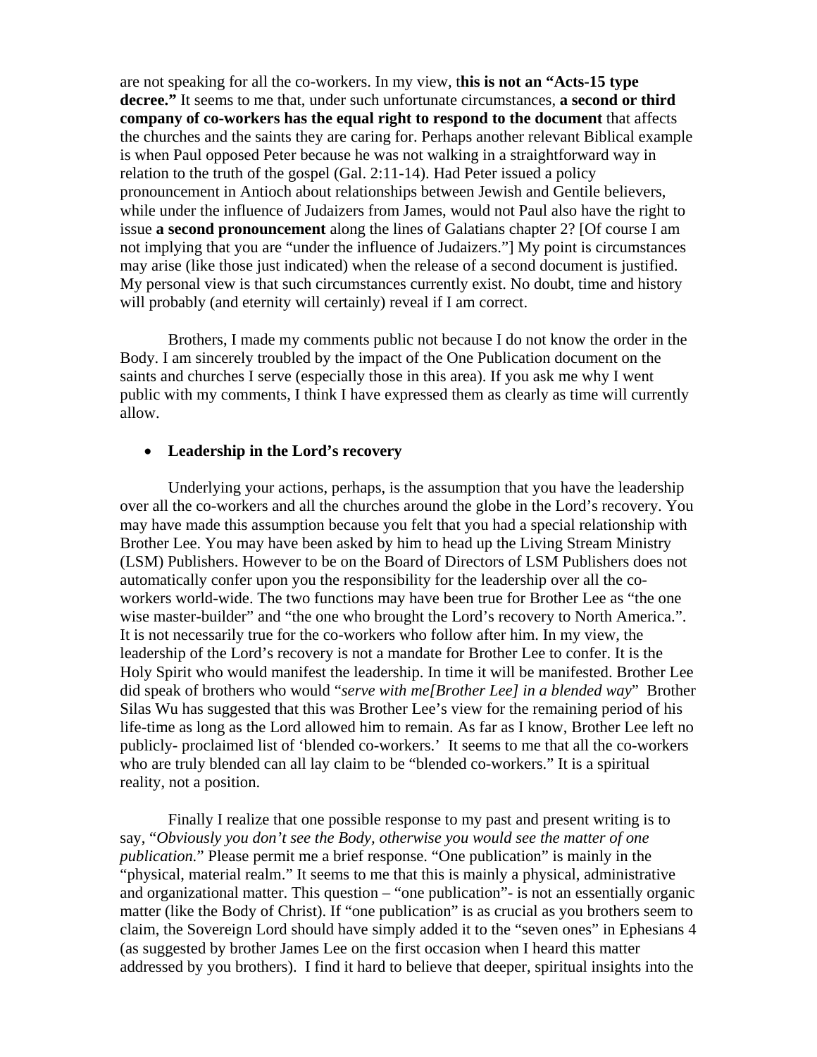are not speaking for all the co-workers. In my view, t**his is not an "Acts-15 type decree."** It seems to me that, under such unfortunate circumstances, **a second or third company of co-workers has the equal right to respond to the document** that affects the churches and the saints they are caring for. Perhaps another relevant Biblical example is when Paul opposed Peter because he was not walking in a straightforward way in relation to the truth of the gospel (Gal. 2:11-14). Had Peter issued a policy pronouncement in Antioch about relationships between Jewish and Gentile believers, while under the influence of Judaizers from James, would not Paul also have the right to issue **a second pronouncement** along the lines of Galatians chapter 2? [Of course I am not implying that you are "under the influence of Judaizers."] My point is circumstances may arise (like those just indicated) when the release of a second document is justified. My personal view is that such circumstances currently exist. No doubt, time and history will probably (and eternity will certainly) reveal if I am correct.

Brothers, I made my comments public not because I do not know the order in the Body. I am sincerely troubled by the impact of the One Publication document on the saints and churches I serve (especially those in this area). If you ask me why I went public with my comments, I think I have expressed them as clearly as time will currently allow.

- **Leadership in the Lord's recovery**

Underlying your actions, perhaps, is the assumption that you have the leadership over all the co-workers and all the churches around the globe in the Lord's recovery. You may have made this assumption because you felt that you had a special relationship with Brother Lee. You may have been asked by him to head up the Living Stream Ministry (LSM) Publishers. However to be on the Board of Directors of LSM Publishers does not automatically confer upon you the responsibility for the leadership over all the co-workers world-wide. The two functions may have been true for Brother Lee as "the one wise master-builder" and "the one who brought the Lord's recovery to North America.". It is not necessarily true for the co-workers who follow after him. In my view, the leadership of the Lord's recovery is not a mandate for Brother Lee to confer. It is the Holy Spirit who would manifest the leadership. In time it will be manifested. Brother Lee did speak of brothers who would "*serve with me[Brother Lee] in a blended way*" Brother Silas Wu has suggested that this was Brother Lee's view for the remaining period of his life-time as long as the Lord allowed him to remain. As far as I know, Brother Lee left no publicly- proclaimed list of 'blended co-workers.' It seems to me that all the co-workers who are truly blended can all lay claim to be "blended co-workers." It is a spiritual reality, not a position.

Finally I realize that one possible response to my past and present writing is to say, "*Obviously you don't see the Body, otherwise you would see the matter of one publication.*" Please permit me a brief response. "One publication" is mainly in the "physical, material realm." It seems to me that this is mainly a physical, administrative and organizational matter. This question – "one publication"- is not an essentially organic matter (like the Body of Christ). If "one publication" is as crucial as you brothers seem to claim, the Sovereign Lord should have simply added it to the "seven ones" in Ephesians 4 (as suggested by brother James Lee on the first occasion when I heard this matter addressed by you brothers). I find it hard to believe that deeper, spiritual insights into the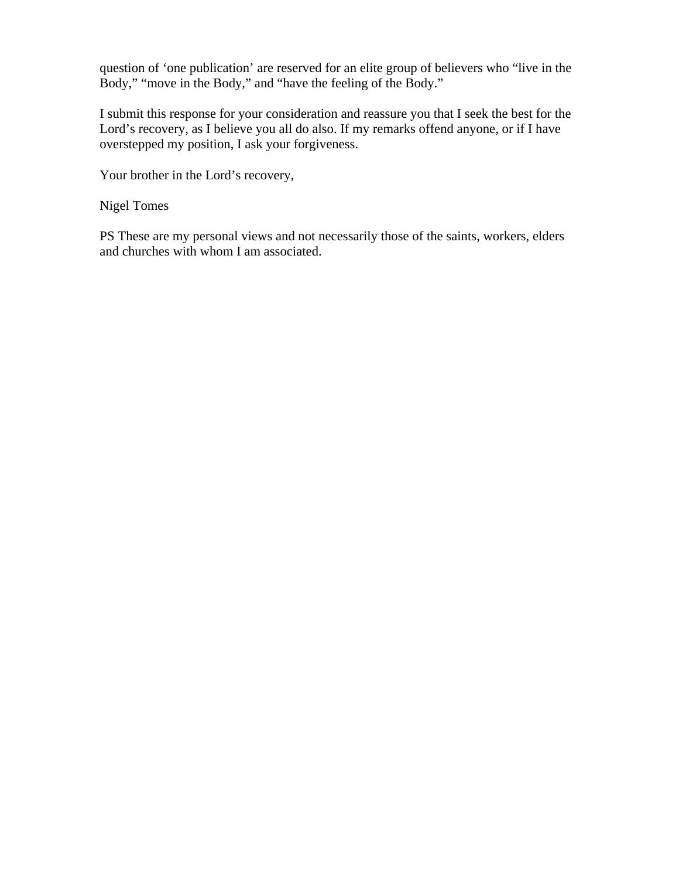question of ‘one publication’ are reserved for an elite group of believers who “live in the Body,” “move in the Body,” and “have the feeling of the Body.”

I submit this response for your consideration and reassure you that I seek the best for the Lord’s recovery, as I believe you all do also. If my remarks offend anyone, or if I have overstepped my position, I ask your forgiveness.

Your brother in the Lord’s recovery,

Nigel Tomes

PS These are my personal views and not necessarily those of the saints, workers, elders and churches with whom I am associated.